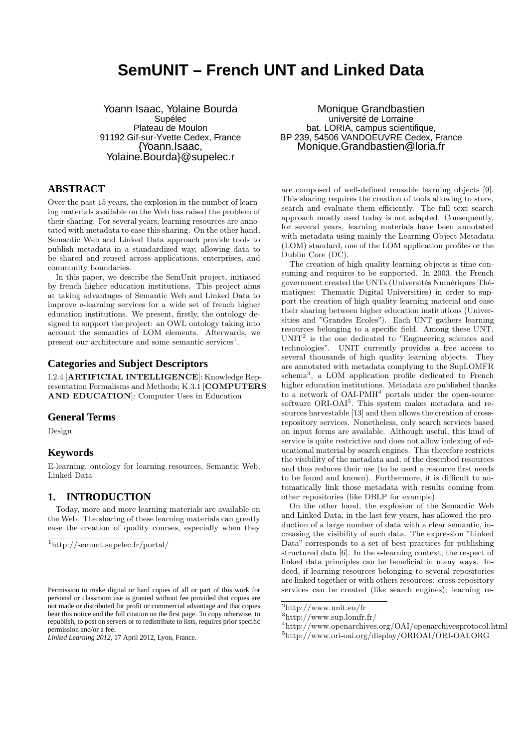# SemUNIT – French UNT and Linked Data

Yoann Isaac, Yolaine Bourda
Supélec
Plateau de Moulon
91192 Gif-sur-Yvette Cedex, France
{Yoann.Isaac, Yolaine.Bourda}@supelec.r

Monique Grandbastien
université de Lorraine
bat. LORIA, campus scientifique,
BP 239, 54506 VANDOEUVRE Cedex, France
Monique.Grandbastien@loria.fr

## ABSTRACT

Over the past 15 years, the explosion in the number of learning materials available on the Web has raised the problem of their sharing. For several years, learning resources are annotated with metadata to ease this sharing. On the other hand, Semantic Web and Linked Data approach provide tools to publish metadata in a standardized way, allowing data to be shared and reused across applications, enterprises, and community boundaries.

In this paper, we describe the SemUnit project, initiated by french higher education institutions. This project aims at taking advantages of Semantic Web and Linked Data to improve e-learning services for a wide set of french higher education institutions. We present, firstly, the ontology designed to support the project: an OWL ontology taking into account the semantics of LOM elements. Afterwards, we present our architecture and some semantic services[1].

## Categories and Subject Descriptors

I.2.4 [**ARTIFICIAL INTELLIGENCE**]: Knowledge Representation Formalisms and Methods; K.3.1 [**COMPUTERS AND EDUCATION**]: Computer Uses in Education

## General Terms

Design

## Keywords

E-learning, ontology for learning resources, Semantic Web, Linked Data

## 1. INTRODUCTION

Today, more and more learning materials are available on the Web. The sharing of these learning materials can greatly ease the creation of quality courses, especially when they are composed of well-defined reusable learning objects [9]. This sharing requires the creation of tools allowing to store, search and evaluate them efficiently. The full text search approach mostly used today is not adapted. Consequently, for several years, learning materials have been annotated with metadata using mainly the Learning Object Metadata (LOM) standard, one of the LOM application profiles or the Dublin Core (DC).

The creation of high quality learning objects is time consuming and requires to be supported. In 2003, the French government created the UNTs (Universités Numériques Thématiques: Thematic Digital Universities) in order to support the creation of high quality learning material and ease their sharing between higher education institutions (Universities and "Grandes Ecoles"). Each UNT gathers learning resources belonging to a specific field. Among these UNT, UNIT[2] is the one dedicated to "Engineering sciences and technologies". UNIT currently provides a free access to several thousands of high quality learning objects. They are annotated with metadata complying to the SupLOMFR schema[3], a LOM application profile dedicated to French higher education institutions. Metadata are published thanks to a network of OAI-PMH[4] portals under the open-source software ORI-OAI[5]. This system makes metadata and resources harvestable [13] and then allows the creation of cross-repository services. Nonetheless, only search services based on input forms are available. Although useful, this kind of service is quite restrictive and does not allow indexing of educational material by search engines. This therefore restricts the visibility of the metadata and, of the described resources and thus reduces their use (to be used a resource first needs to be found and known). Furthermore, it is difficult to automatically link those metadata with results coming from other repositories (like DBLP for example).

On the other hand, the explosion of the Semantic Web and Linked Data, in the last few years, has allowed the production of a large number of data with a clear semantic, increasing the visibility of such data. The expression "Linked Data" corresponds to a set of best practices for publishing structured data [6]. In the e-learning context, the respect of linked data principles can be beneficial in many ways. Indeed, if learning resources belonging to several repositories are linked together or with others resources: cross-repository services can be created (like search engines); learning re-

[1] http://semunt.supelec.fr/portal/

[2] http://www.unit.eu/fr

[3] http://www.sup.lomfr.fr/

[4] http://www.openarchives.org/OAI/openarchivesprotocol.html

[5] http://www.ori-oai.org/display/ORIOAI/ORI-OAI.ORG

Permission to make digital or hard copies of all or part of this work for personal or classroom use is granted without fee provided that copies are not made or distributed for profit or commercial advantage and that copies bear this notice and the full citation on the first page. To copy otherwise, to republish, to post on servers or to redistribute to lists, requires prior specific permission and/or a fee.
*Linked Learning 2012*, 17 April 2012, Lyon, France.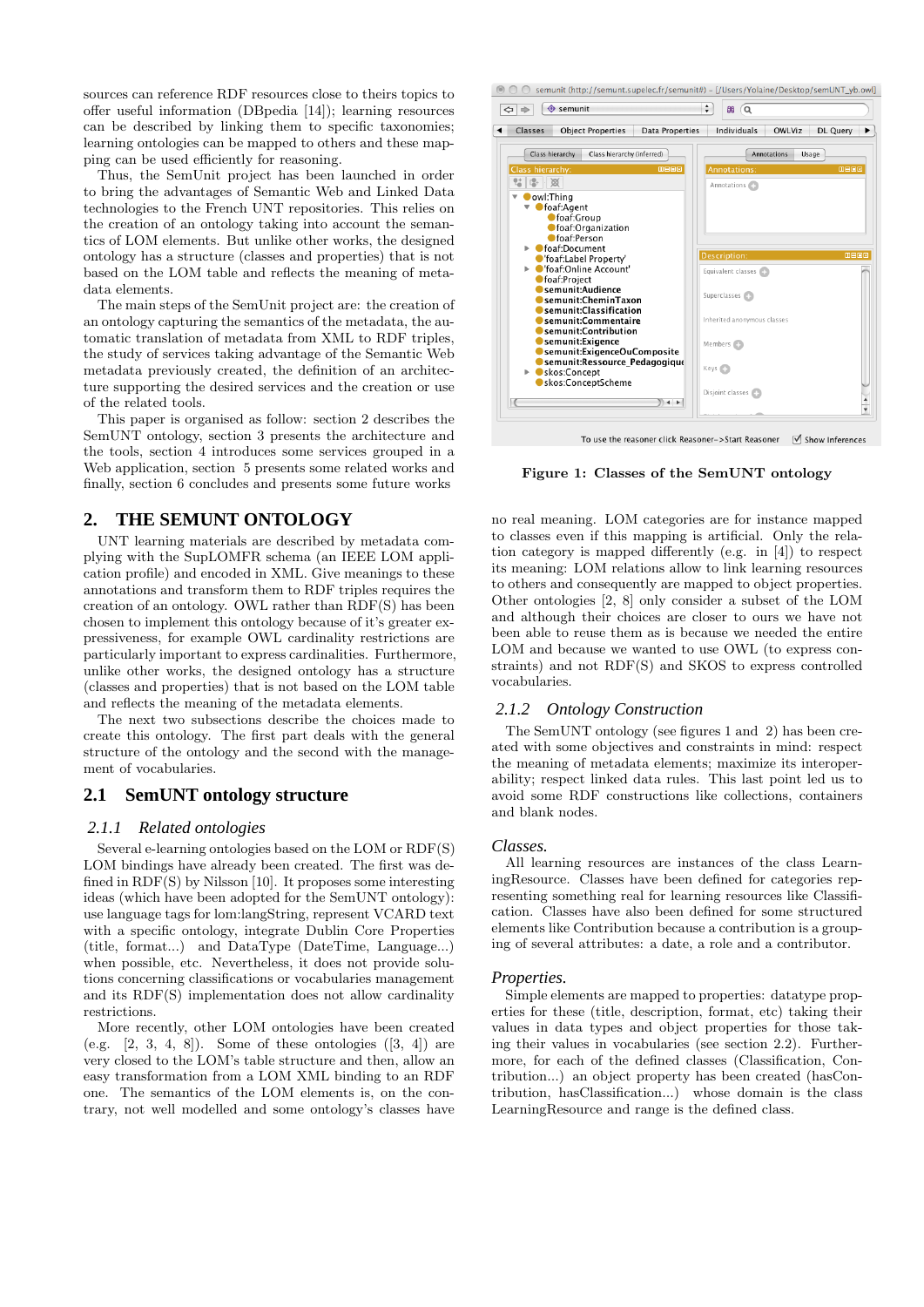sources can reference RDF resources close to theirs topics to offer useful information (DBpedia [14]); learning resources can be described by linking them to specific taxonomies; learning ontologies can be mapped to others and these mapping can be used efficiently for reasoning.

Thus, the SemUnit project has been launched in order to bring the advantages of Semantic Web and Linked Data technologies to the French UNT repositories. This relies on the creation of an ontology taking into account the semantics of LOM elements. But unlike other works, the designed ontology has a structure (classes and properties) that is not based on the LOM table and reflects the meaning of metadata elements.

The main steps of the SemUnit project are: the creation of an ontology capturing the semantics of the metadata, the automatic translation of metadata from XML to RDF triples, the study of services taking advantage of the Semantic Web metadata previously created, the definition of an architecture supporting the desired services and the creation or use of the related tools.

This paper is organised as follow: section 2 describes the SemUNT ontology, section 3 presents the architecture and the tools, section 4 introduces some services grouped in a Web application, section 5 presents some related works and finally, section 6 concludes and presents some future works

## 2. THE SEMUNT ONTOLOGY

UNT learning materials are described by metadata complying with the SupLOMFR schema (an IEEE LOM application profile) and encoded in XML. Give meanings to these annotations and transform them to RDF triples requires the creation of an ontology. OWL rather than RDF(S) has been chosen to implement this ontology because of it's greater expressiveness, for example OWL cardinality restrictions are particularly important to express cardinalities. Furthermore, unlike other works, the designed ontology has a structure (classes and properties) that is not based on the LOM table and reflects the meaning of the metadata elements.

The next two subsections describe the choices made to create this ontology. The first part deals with the general structure of the ontology and the second with the management of vocabularies.

### 2.1 SemUNT ontology structure

#### *2.1.1 Related ontologies*

Several e-learning ontologies based on the LOM or RDF(S) LOM bindings have already been created. The first was defined in RDF(S) by Nilsson [10]. It proposes some interesting ideas (which have been adopted for the SemUNT ontology): use language tags for lom:langString, represent VCARD text with a specific ontology, integrate Dublin Core Properties (title, format...) and DataType (DateTime, Language...) when possible, etc. Nevertheless, it does not provide solutions concerning classifications or vocabularies management and its RDF(S) implementation does not allow cardinality restrictions.

More recently, other LOM ontologies have been created (e.g. [2, 3, 4, 8]). Some of these ontologies ([3, 4]) are very closed to the LOM's table structure and then, allow an easy transformation from a LOM XML binding to an RDF one. The semantics of the LOM elements is, on the contrary, not well modelled and some ontology's classes have no real meaning. LOM categories are for instance mapped to classes even if this mapping is artificial. Only the relation category is mapped differently (e.g. in [4]) to respect its meaning: LOM relations allow to link learning resources to others and consequently are mapped to object properties. Other ontologies [2, 8] only consider a subset of the LOM and although their choices are closer to ours we have not been able to reuse them as is because we needed the entire LOM and because we wanted to use OWL (to express constraints) and not RDF(S) and SKOS to express controlled vocabularies.

**Figure 1: Classes of the SemUNT ontology**

#### *2.1.2 Ontology Construction*

The SemUNT ontology (see figures 1 and 2) has been created with some objectives and constraints in mind: respect the meaning of metadata elements; maximize its interoperability; respect linked data rules. This last point led us to avoid some RDF constructions like collections, containers and blank nodes.

*Classes.*

All learning resources are instances of the class LearningResource. Classes have been defined for categories representing something real for learning resources like Classification. Classes have also been defined for some structured elements like Contribution because a contribution is a grouping of several attributes: a date, a role and a contributor.

*Properties.*

Simple elements are mapped to properties: datatype properties for these (title, description, format, etc) taking their values in data types and object properties for these taking their values in vocabularies (see section 2.2). Furthermore, for each of the defined classes (Classification, Contribution...) an object property has been created (hasContribution, hasClassification...) whose domain is the class LearningResource and range is the defined class.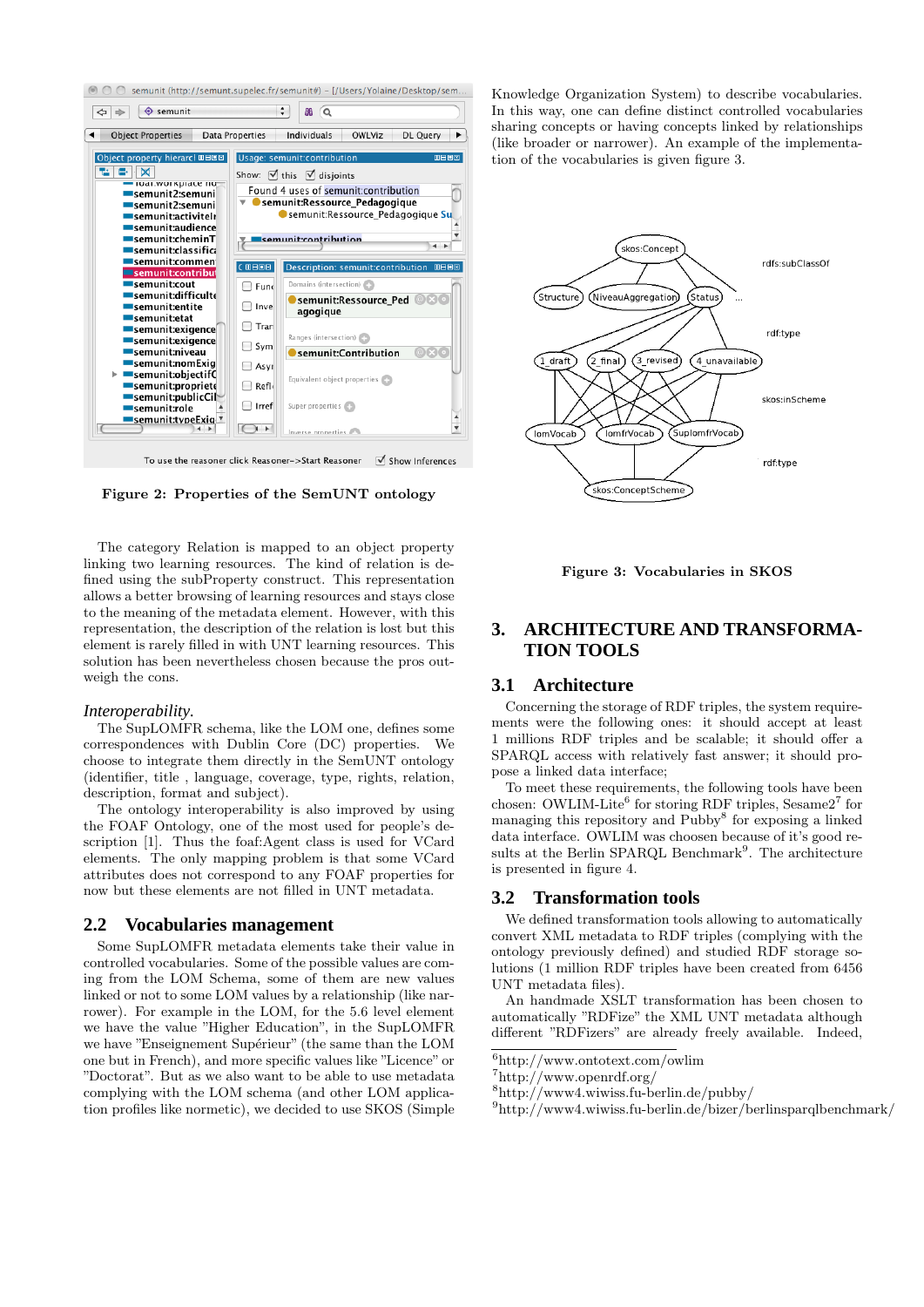Figure 2: Properties of the SemUNT ontology

The category Relation is mapped to an object property linking two learning resources. The kind of relation is defined using the subProperty construct. This representation allows a better browsing of learning resources and stays close to the meaning of the metadata element. However, with this representation, the description of the relation is lost but this element is rarely filled in with UNT learning resources. This solution has been nevertheless chosen because the pros outweigh the cons.

*Interoperability.*
The SupLOMFR schema, like the LOM one, defines some correspondences with Dublin Core (DC) properties. We choose to integrate them directly in the SemUNT ontology (identifier, title , language, coverage, type, rights, relation, description, format and subject).

The ontology interoperability is also improved by using the FOAF Ontology, one of the most used for people's description [1]. Thus the foaf:Agent class is used for VCard elements. The only mapping problem is that some VCard attributes does not correspond to any FOAF properties for now but these elements are not filled in UNT metadata.

## 2.2 Vocabularies management

Some SupLOMFR metadata elements take their value in controlled vocabularies. Some of the possible values are coming from the LOM Schema, some others are new values linked or not to some LOM values by a relationship (like narrower). For example in the LOM, for the 5.6 level element we have the value "Higher Education", in the SupLOMFR we have "Enseignement Supérieur" (the same than the LOM one but in French), and more specific values like "Licence" or "Doctorat". But as we also want to be able to use metadata complying with the LOM schema (and other LOM application profiles like normetic), we decided to use SKOS (Simple Knowledge Organization System) to describe vocabularies. In this way, one can define distinct controlled vocabularies sharing concepts or having concepts linked by relationships (like broader or narrower). An example of the implementation of the vocabularies is given figure 3.

Figure 3: Vocabularies in SKOS

# 3. ARCHITECTURE AND TRANSFORMATION TOOLS

## 3.1 Architecture

Concerning the storage of RDF triples, the system requirements were the following ones: it should accept at least 1 millions RDF triples and be scalable; it should offer a SPARQL access with relatively fast answer; it should propose a linked data interface;

To meet these requirements, the following tools have been chosen: OWLIM-Lite[6] for storing RDF triples, Sesame2[7] for managing this repository and Pubby[8] for exposing a linked data interface. OWLIM was choosen because of it's good results at the Berlin SPARQL Benchmark[9]. The architecture is presented in figure 4.

## 3.2 Transformation tools

We defined transformation tools allowing to automatically convert XML metadata to RDF triples (complying with the ontology previously defined) and studied RDF storage solutions (1 million RDF triples have been created from 6456 UNT metadata files).

An handmade XSLT transformation has been chosen to automatically "RDFize" the XML UNT metadata although different "RDFizers" are already freely available. Indeed,

[6]http://www.ontotext.com/owlim
[7]http://www.openrdf.org/
[8]http://www4.wiwiss.fu-berlin.de/pubby/
[9]http://www4.wiwiss.fu-berlin.de/bizer/berlinsparqlbenchmark/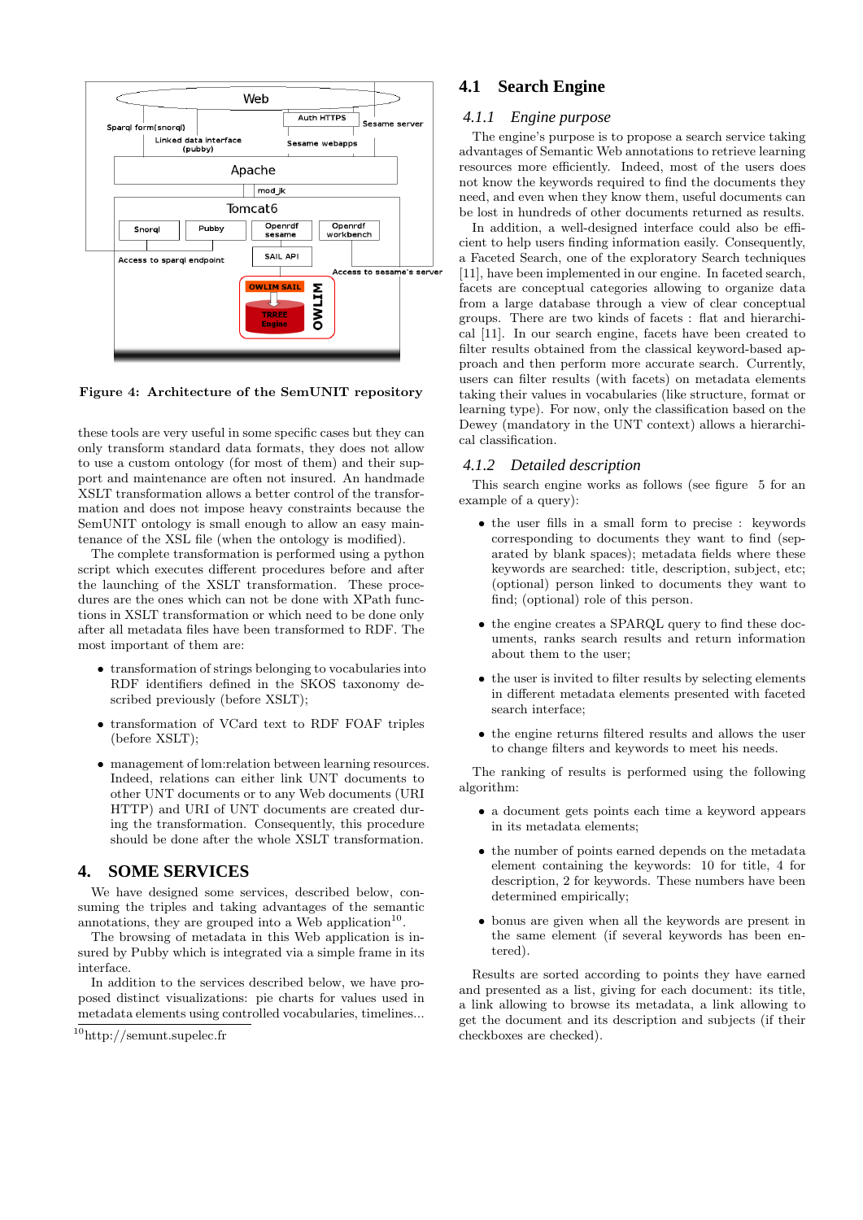Figure 4: Architecture of the SemUNIT repository

these tools are very useful in some specific cases but they can only transform standard data formats, they does not allow to use a custom ontology (for most of them) and their support and maintenance are often not insured. An handmade XSLT transformation allows a better control of the transformation and does not impose heavy constraints because the SemUNIT ontology is small enough to allow an easy maintenance of the XSL file (when the ontology is modified).

The complete transformation is performed using a python script which executes different procedures before and after the launching of the XSLT transformation. These procedures are the ones which can not be done with XPath functions in XSLT transformation or which need to be done only after all metadata files have been transformed to RDF. The most important of them are:

- transformation of strings belonging to vocabularies into RDF identifiers defined in the SKOS taxonomy described previously (before XSLT);
- transformation of VCard text to RDF FOAF triples (before XSLT);
- management of lom:relation between learning resources. Indeed, relations can either link UNT documents to other UNT documents or to any Web documents (URI HTTP) and URI of UNT documents are created during the transformation. Consequently, this procedure should be done after the whole XSLT transformation.

## 4. SOME SERVICES

We have designed some services, described below, consuming the triples and taking advantages of the semantic annotations, they are grouped into a Web application[10].

The browsing of metadata in this Web application is insured by Pubby which is integrated via a simple frame in its interface.

In addition to the services described below, we have proposed distinct visualizations: pie charts for values used in metadata elements using controlled vocabularies, timelines...

[10] http://semunt.supelec.fr

### 4.1 Search Engine

#### 4.1.1 Engine purpose

The engine's purpose is to propose a search service taking advantages of Semantic Web annotations to retrieve learning resources more efficiently. Indeed, most of the users does not know the keywords required to find the documents they need, and even when they know them, useful documents can be lost in hundreds of other documents returned as results.

In addition, a well-designed interface could also be efficient to help users finding information easily. Consequently, a Faceted Search, one of the exploratory Search techniques [11], have been implemented in our engine. In faceted search, facets are conceptual categories allowing to organize data from a large database through a view of clear conceptual groups. There are two kinds of facets : flat and hierarchical [11]. In our search engine, facets have been created to filter results obtained from the classical keyword-based approach and then perform more accurate search. Currently, users can filter results (with facets) on metadata elements taking their values in vocabularies (like structure, format or learning type). For now, only the classification based on the Dewey (mandatory in the UNT context) allows a hierarchical classification.

#### 4.1.2 Detailed description

This search engine works as follows (see figure 5 for an example of a query):

- the user fills in a small form to precise : keywords corresponding to documents they want to find (separated by blank spaces); metadata fields where these keywords are searched: title, description, subject, etc; (optional) person linked to documents they want to find; (optional) role of this person.
- the engine creates a SPARQL query to find these documents, ranks search results and return information about them to the user;
- the user is invited to filter results by selecting elements in different metadata elements presented with faceted search interface;
- the engine returns filtered results and allows the user to change filters and keywords to meet his needs.

The ranking of results is performed using the following algorithm:

- a document gets points each time a keyword appears in its metadata elements;
- the number of points earned depends on the metadata element containing the keywords: 10 for title, 4 for description, 2 for keywords. These numbers have been determined empirically;
- bonus are given when all the keywords are present in the same element (if several keywords has been entered).

Results are sorted according to points they have earned and presented as a list, giving for each document: its title, a link allowing to browse its metadata, a link allowing to get the document and its description and subjects (if their checkboxes are checked).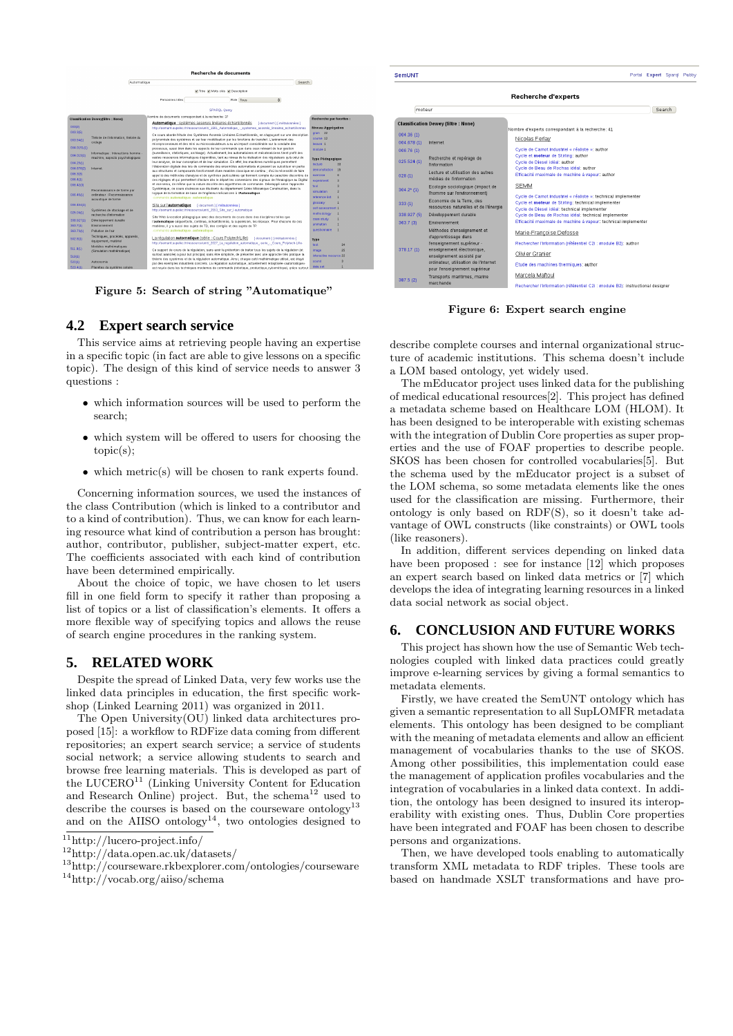Figure 5: Search of string "Automatique"

Figure 6: Expert search engine

## 4.2 Expert search service

This service aims at retrieving people having an expertise in a specific topic (in fact are able to give lessons on a specific topic). The design of this kind of service needs to answer 3 questions :

- which information sources will be used to perform the search;
- which system will be offered to users for choosing the topic(s);
- which metric(s) will be chosen to rank experts found.

Concerning information sources, we used the instances of the class Contribution (which is linked to a contributor and to a kind of contribution). Thus, we can know for each learning resource what kind of contribution a person has brought: author, contributor, publisher, subject-matter expert, etc. The coefficients associated with each kind of contribution have been determined empirically.

About the choice of topic, we have chosen to let users fill in one field form to specify it rather than proposing a list of topics or a list of classification's elements. It offers a more flexible way of specifying topics and allows the reuse of search engine procedures in the ranking system.

# 5. RELATED WORK

Despite the spread of Linked Data, very few works use the linked data principles in education, the first specific workshop (Linked Learning 2011) was organized in 2011.

The Open University(OU) linked data architectures proposed [15]: a workflow to RDFize data coming from different repositories; an expert search service; a service of students social network; a service allowing students to search and browse free learning materials. This is developed as part of the LUCERO[11] (Linking University Content for Education and Research Online) project. But, the schema[12] used to describe the courses is based on the courseware ontology[13] and on the AIISO ontology[14], two ontologies designed to describe complete courses and internal organizational structure of academic institutions. This schema doesn't include a LOM based ontology, yet widely used.

The mEducator project uses linked data for the publishing of medical educational resources[2]. This project has defined a metadata scheme based on Healthcare LOM (HLOM). It has been designed to be interoperable with existing schemas with the integration of Dublin Core properties as super properties and the use of FOAF properties to describe people. SKOS has been chosen for controlled vocabularies[5]. But the schema used by the mEducator project is a subset of the LOM schema, so some metadata elements like the ones used for the classification are missing. Furthermore, their ontology is only based on RDF(S), so it doesn't take advantage of OWL constructs (like constraints) or OWL tools (like reasoners).

In addition, different services depending on linked data have been proposed : see for instance [12] which proposes an expert search based on linked data metrics or [7] which develops the idea of integrating learning resources in a linked data social network as social object.

# 6. CONCLUSION AND FUTURE WORKS

This project has shown how the use of Semantic Web technologies coupled with linked data practices could greatly improve e-learning services by giving a formal semantics to metadata elements.

Firstly, we have created the SemUNT ontology which has given a semantic representation to all SupLOMFR metadata elements. This ontology has been designed to be compliant with the meaning of metadata elements and allow an efficient management of vocabularies thanks to the use of SKOS. Among other possibilities, this implementation could ease the management of application profiles vocabularies and the integration of vocabularies in a linked data context. In addition, the ontology has been designed to insured its interoperability with existing ones. Thus, Dublin Core properties have been integrated and FOAF has been chosen to describe persons and organizations.

Then, we have developed tools enabling to automatically transform XML metadata to RDF triples. These tools are based on handmade XSLT transformations and have pro-

[11] http://lucero-project.info/

[12] http://data.open.ac.uk/datasets/

[13] http://courseware.rkbexplorer.com/ontologies/courseware

[14] http://vocab.org/aiiso/schema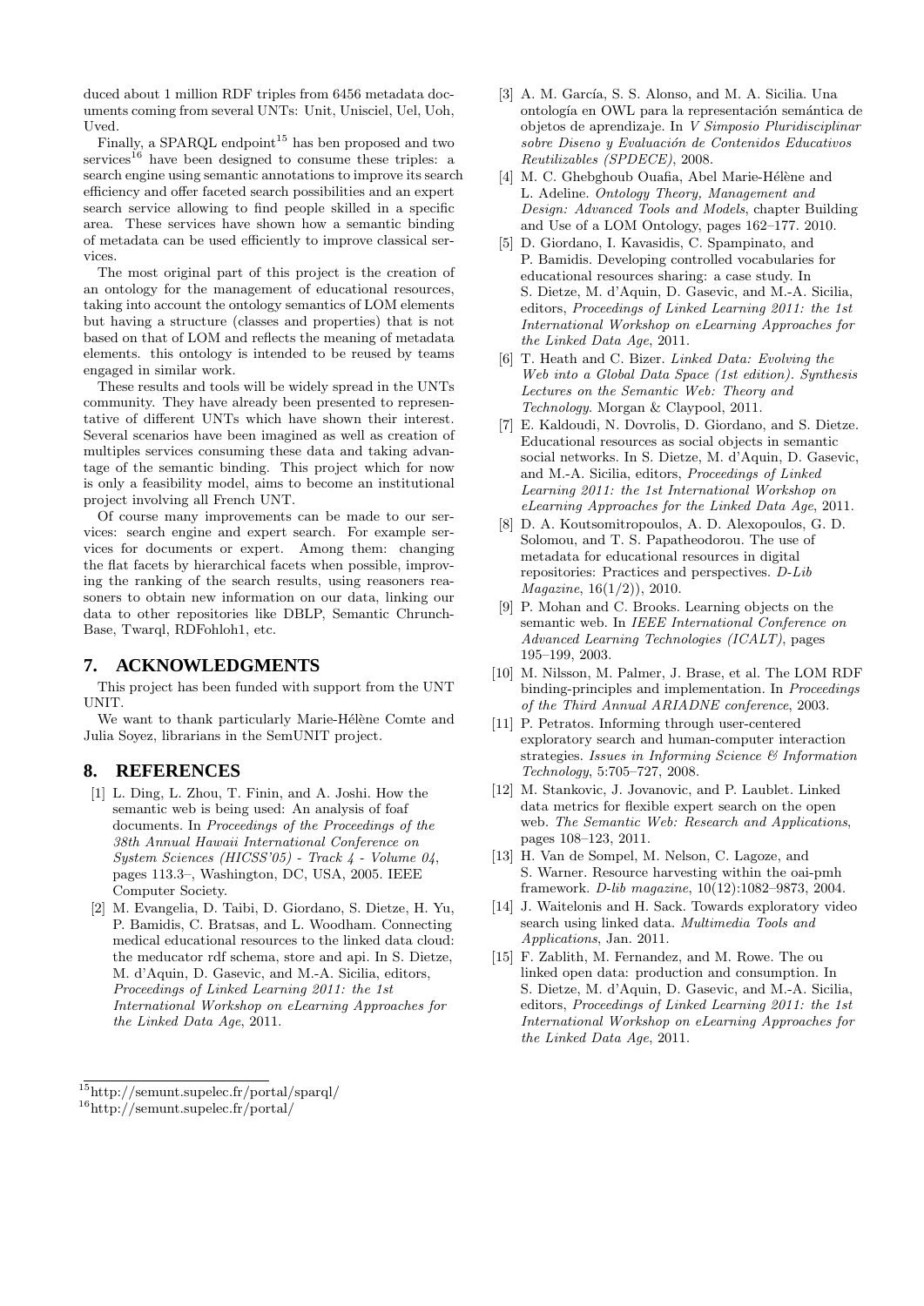duced about 1 million RDF triples from 6456 metadata documents coming from several UNTs: Unit, Unisciel, Uel, Uoh, Uved.

Finally, a SPARQL endpoint[15] has ben proposed and two services[16] have been designed to consume these triples: a search engine using semantic annotations to improve its search efficiency and offer faceted search possibilities and an expert search service allowing to find people skilled in a specific area. These services have shown how a semantic binding of metadata can be used efficiently to improve classical services.

The most original part of this project is the creation of an ontology for the management of educational resources, taking into account the ontology semantics of LOM elements but having a structure (classes and properties) that is not based on that of LOM and reflects the meaning of metadata elements. this ontology is intended to be reused by teams engaged in similar work.

These results and tools will be widely spread in the UNTs community. They have already been presented to representative of different UNTs which have shown their interest. Several scenarios have been imagined as well as creation of multiples services consuming these data and taking advantage of the semantic binding. This project which for now is only a feasibility model, aims to become an institutional project involving all French UNT.

Of course many improvements can be made to our services: search engine and expert search. For example services for documents or expert. Among them: changing the flat facets by hierarchical facets when possible, improving the ranking of the search results, using reasoners reasoners to obtain new information on our data, linking our data to other repositories like DBLP, Semantic Chrunch-Base, Twarql, RDFohloh1, etc.

## 7. ACKNOWLEDGMENTS

This project has been funded with support from the UNT UNIT.

We want to thank particularly Marie-Hélène Comte and Julia Soyez, librarians in the SemUNIT project.

## 8. REFERENCES

[1] L. Ding, L. Zhou, T. Finin, and A. Joshi. How the semantic web is being used: An analysis of foaf documents. In *Proceedings of the Proceedings of the 38th Annual Hawaii International Conference on System Sciences (HICSS'05) - Track 4 - Volume 04*, pages 113.3–, Washington, DC, USA, 2005. IEEE Computer Society.

[2] M. Evangelia, D. Taibi, D. Giordano, S. Dietze, H. Yu, P. Bamidis, C. Bratsas, and L. Woodham. Connecting medical educational resources to the linked data cloud: the meducator rdf schema, store and api. In S. Dietze, M. d'Aquin, D. Gasevic, and M.-A. Sicilia, editors, *Proceedings of Linked Learning 2011: the 1st International Workshop on eLearning Approaches for the Linked Data Age*, 2011.

[3] A. M. García, S. S. Alonso, and M. A. Sicilia. Una ontología en OWL para la representación semántica de objetos de aprendizaje. In *V Simposio Pluridisciplinar sobre Diseno y Evaluación de Contenidos Educativos Reutilizables (SPDECE)*, 2008.

[4] M. C. Ghebghoub Ouafia, Abel Marie-Hélène and L. Adeline. *Ontology Theory, Management and Design: Advanced Tools and Models*, chapter Building and Use of a LOM Ontology, pages 162–177. 2010.

[5] D. Giordano, I. Kavasidis, C. Spampinato, and P. Bamidis. Developing controlled vocabularies for educational resources sharing: a case study. In S. Dietze, M. d'Aquin, D. Gasevic, and M.-A. Sicilia, editors, *Proceedings of Linked Learning 2011: the 1st International Workshop on eLearning Approaches for the Linked Data Age*, 2011.

[6] T. Heath and C. Bizer. *Linked Data: Evolving the Web into a Global Data Space (1st edition). Synthesis Lectures on the Semantic Web: Theory and Technology*. Morgan & Claypool, 2011.

[7] E. Kaldoudi, N. Dovrolis, D. Giordano, and S. Dietze. Educational resources as social objects in semantic social networks. In S. Dietze, M. d'Aquin, D. Gasevic, and M.-A. Sicilia, editors, *Proceedings of Linked Learning 2011: the 1st International Workshop on eLearning Approaches for the Linked Data Age*, 2011.

[8] D. A. Koutsomitropoulos, A. D. Alexopoulos, G. D. Solomou, and T. S. Papatheodorou. The use of metadata for educational resources in digital repositories: Practices and perspectives. *D-Lib Magazine*, 16(1/2)), 2010.

[9] P. Mohan and C. Brooks. Learning objects on the semantic web. In *IEEE International Conference on Advanced Learning Technologies (ICALT)*, pages 195–199, 2003.

[10] M. Nilsson, M. Palmer, J. Brase, et al. The LOM RDF binding-principles and implementation. In *Proceedings of the Third Annual ARIADNE conference*, 2003.

[11] P. Petratos. Informing through user-centered exploratory search and human-computer interaction strategies. *Issues in Informing Science & Information Technology*, 5:705–727, 2008.

[12] M. Stankovic, J. Jovanovic, and P. Laublet. Linked data metrics for flexible expert search on the open web. *The Semantic Web: Research and Applications*, pages 108–123, 2011.

[13] H. Van de Sompel, M. Nelson, C. Lagoze, and S. Warner. Resource harvesting within the oai-pmh framework. *D-lib magazine*, 10(12):1082–9873, 2004.

[14] J. Waitelonis and H. Sack. Towards exploratory video search using linked data. *Multimedia Tools and Applications*, Jan. 2011.

[15] F. Zablith, M. Fernandez, and M. Rowe. The ou linked open data: production and consumption. In S. Dietze, M. d'Aquin, D. Gasevic, and M.-A. Sicilia, editors, *Proceedings of Linked Learning 2011: the 1st International Workshop on eLearning Approaches for the Linked Data Age*, 2011.

[15] http://semunt.supelec.fr/portal/sparql/

[16] http://semunt.supelec.fr/portal/